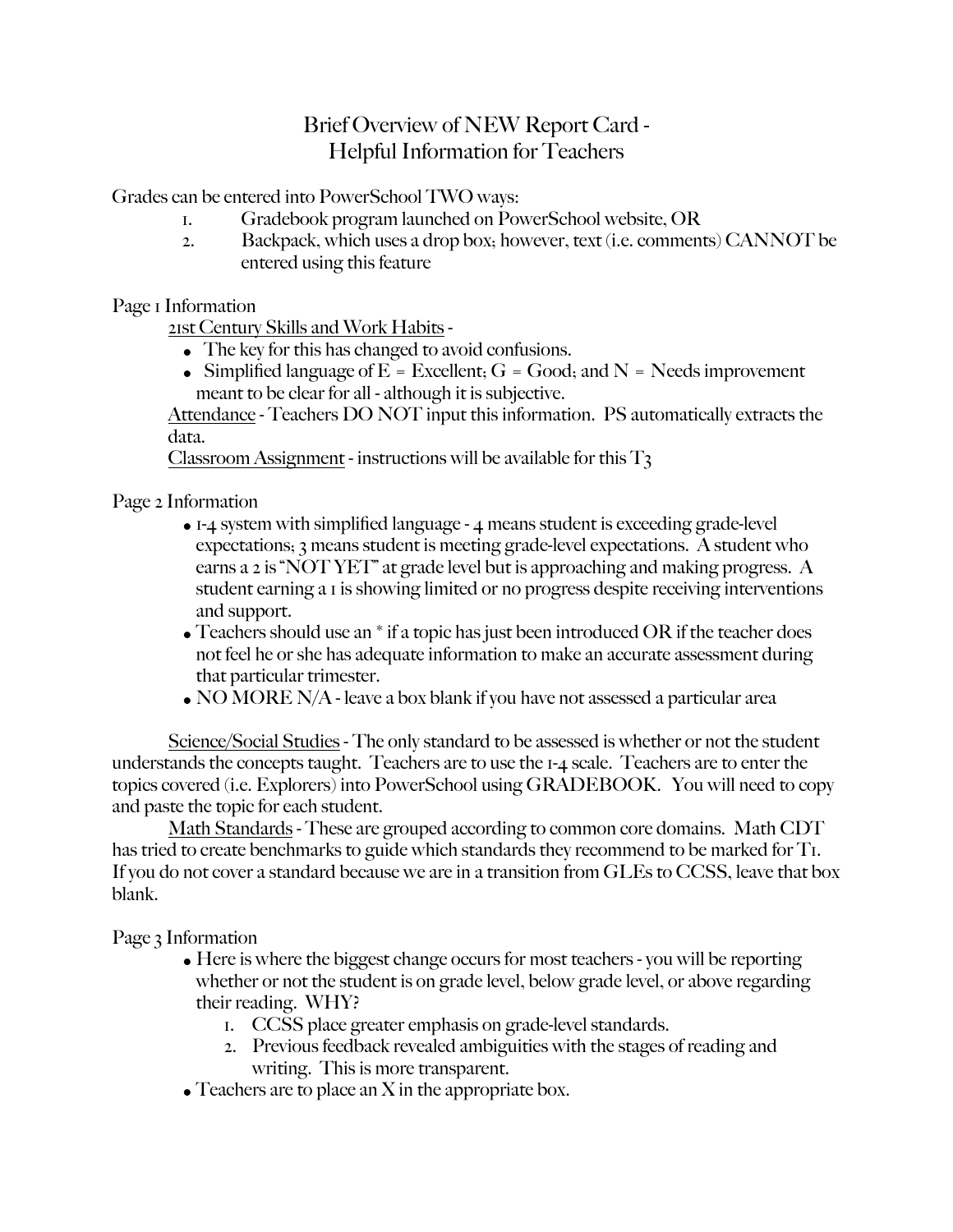# Brief Overview of NEW Report Card - Helpful Information for Teachers

Grades can be entered into PowerSchool TWO ways:

1. Gradebook program launched on PowerSchool website, OR
2. Backpack, which uses a drop box; however, text (i.e. comments) CANNOT be entered using this feature

Page 1 Information

<u>21st Century Skills and Work Habits</u> -

- The key for this has changed to avoid confusions.
- Simplified language of E = Excellent; G = Good; and N = Needs improvement meant to be clear for all - although it is subjective.

<u>Attendance</u> - Teachers DO NOT input this information. PS automatically extracts the data.

<u>Classroom Assignment</u> - instructions will be available for this T3

Page 2 Information

- 1-4 system with simplified language - 4 means student is exceeding grade-level expectations; 3 means student is meeting grade-level expectations. A student who earns a 2 is "NOT YET" at grade level but is approaching and making progress. A student earning a 1 is showing limited or no progress despite receiving interventions and support.
- Teachers should use an * if a topic has just been introduced OR if the teacher does not feel he or she has adequate information to make an accurate assessment during that particular trimester.
- NO MORE N/A - leave a box blank if you have not assessed a particular area

<u>Science/Social Studies</u> - The only standard to be assessed is whether or not the student understands the concepts taught. Teachers are to use the 1-4 scale. Teachers are to enter the topics covered (i.e. Explorers) into PowerSchool using GRADEBOOK. You will need to copy and paste the topic for each student.

<u>Math Standards</u> - These are grouped according to common core domains. Math CDT has tried to create benchmarks to guide which standards they recommend to be marked for T1. If you do not cover a standard because we are in a transition from GLEs to CCSS, leave that box blank.

Page 3 Information

- Here is where the biggest change occurs for most teachers - you will be reporting whether or not the student is on grade level, below grade level, or above regarding their reading. WHY?
  1. CCSS place greater emphasis on grade-level standards.
  2. Previous feedback revealed ambiguities with the stages of reading and writing. This is more transparent.
- Teachers are to place an X in the appropriate box.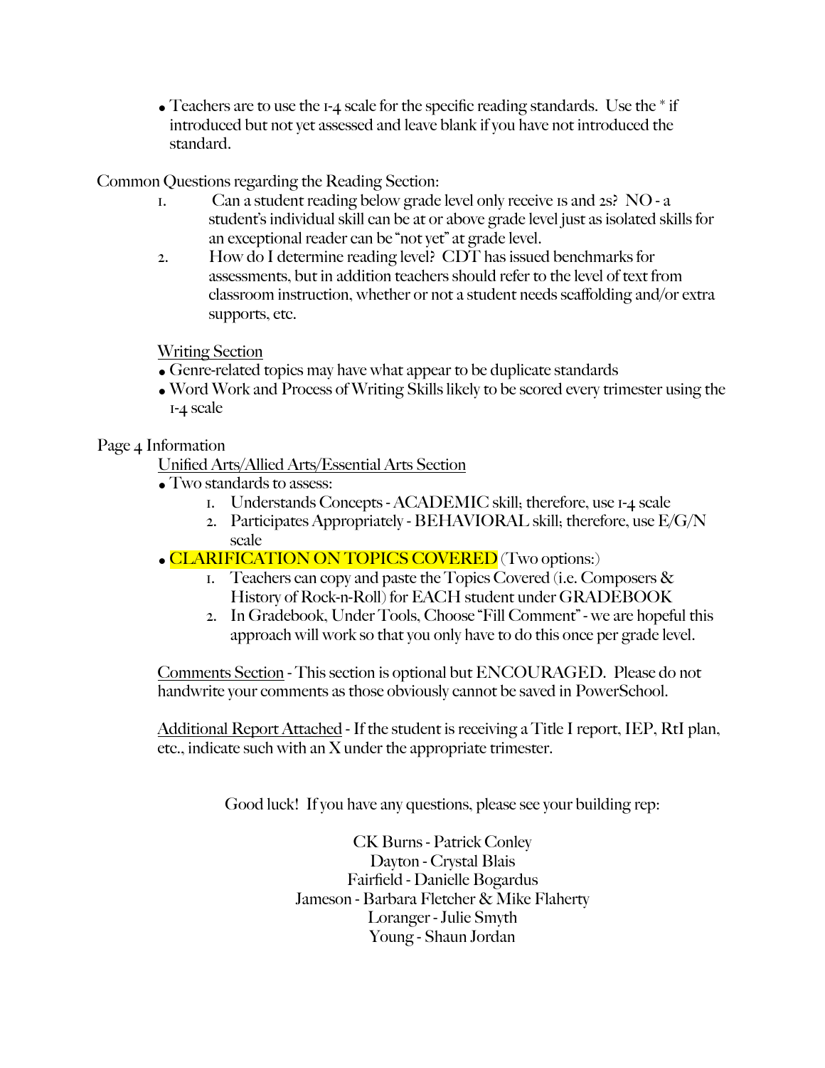- Teachers are to use the 1-4 scale for the specific reading standards. Use the * if introduced but not yet assessed and leave blank if you have not introduced the standard.

Common Questions regarding the Reading Section:

1. Can a student reading below grade level only receive 1s and 2s? NO - a student's individual skill can be at or above grade level just as isolated skills for an exceptional reader can be "not yet" at grade level.
2. How do I determine reading level? CDT has issued benchmarks for assessments, but in addition teachers should refer to the level of text from classroom instruction, whether or not a student needs scaffolding and/or extra supports, etc.

Writing Section

- Genre-related topics may have what appear to be duplicate standards
- Word Work and Process of Writing Skills likely to be scored every trimester using the 1-4 scale

Page 4 Information

Unified Arts/Allied Arts/Essential Arts Section

- Two standards to assess:
  1. Understands Concepts - ACADEMIC skill; therefore, use 1-4 scale
  2. Participates Appropriately - BEHAVIORAL skill; therefore, use E/G/N scale
- CLARIFICATION ON TOPICS COVERED (Two options:)
  1. Teachers can copy and paste the Topics Covered (i.e. Composers & History of Rock-n-Roll) for EACH student under GRADEBOOK
  2. In Gradebook, Under Tools, Choose "Fill Comment" - we are hopeful this approach will work so that you only have to do this once per grade level.

Comments Section - This section is optional but ENCOURAGED. Please do not handwrite your comments as those obviously cannot be saved in PowerSchool.

Additional Report Attached - If the student is receiving a Title I report, IEP, RtI plan, etc., indicate such with an X under the appropriate trimester.

Good luck! If you have any questions, please see your building rep:

CK Burns - Patrick Conley
Dayton - Crystal Blais
Fairfield - Danielle Bogardus
Jameson - Barbara Fletcher & Mike Flaherty
Loranger - Julie Smyth
Young - Shaun Jordan